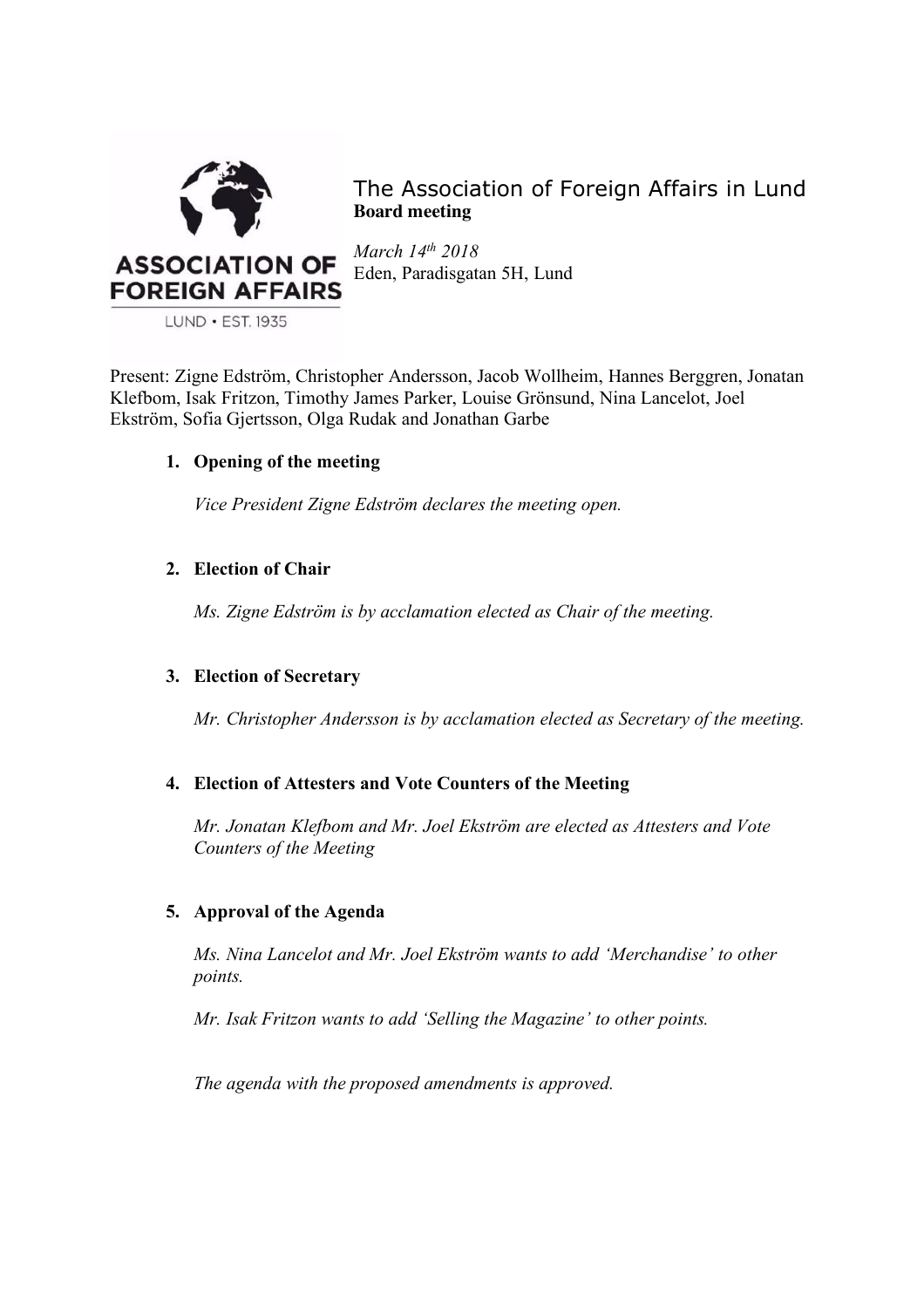# The Association of Foreign Affairs in Lund

**Board meeting**

*March 14th 2018*
Eden, Paradisgatan 5H, Lund

Present: Zigne Edström, Christopher Andersson, Jacob Wollheim, Hannes Berggren, Jonatan Klefbom, Isak Fritzon, Timothy James Parker, Louise Grönsund, Nina Lancelot, Joel Ekström, Sofia Gjertsson, Olga Rudak and Jonathan Garbe

1. **Opening of the meeting**

   *Vice President Zigne Edström declares the meeting open.*

2. **Election of Chair**

   *Ms. Zigne Edström is by acclamation elected as Chair of the meeting.*

3. **Election of Secretary**

   *Mr. Christopher Andersson is by acclamation elected as Secretary of the meeting.*

4. **Election of Attesters and Vote Counters of the Meeting**

   *Mr. Jonatan Klefbom and Mr. Joel Ekström are elected as Attesters and Vote Counters of the Meeting*

5. **Approval of the Agenda**

   *Ms. Nina Lancelot and Mr. Joel Ekström wants to add 'Merchandise' to other points.*

   *Mr. Isak Fritzon wants to add 'Selling the Magazine' to other points.*

   *The agenda with the proposed amendments is approved.*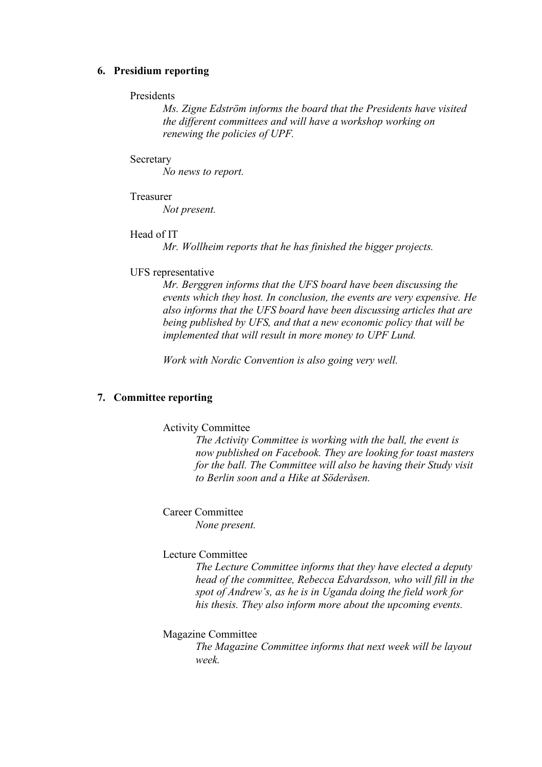## 6. Presidium reporting

Presidents

*Ms. Zigne Edström informs the board that the Presidents have visited the different committees and will have a workshop working on renewing the policies of UPF.*

Secretary

*No news to report.*

Treasurer

*Not present.*

Head of IT

*Mr. Wollheim reports that he has finished the bigger projects.*

UFS representative

*Mr. Berggren informs that the UFS board have been discussing the events which they host. In conclusion, the events are very expensive. He also informs that the UFS board have been discussing articles that are being published by UFS, and that a new economic policy that will be implemented that will result in more money to UPF Lund.*

*Work with Nordic Convention is also going very well.*

## 7. Committee reporting

Activity Committee

*The Activity Committee is working with the ball, the event is now published on Facebook. They are looking for toast masters for the ball. The Committee will also be having their Study visit to Berlin soon and a Hike at Söderåsen.*

Career Committee

*None present.*

Lecture Committee

*The Lecture Committee informs that they have elected a deputy head of the committee, Rebecca Edvardsson, who will fill in the spot of Andrew's, as he is in Uganda doing the field work for his thesis. They also inform more about the upcoming events.*

Magazine Committee

*The Magazine Committee informs that next week will be layout week.*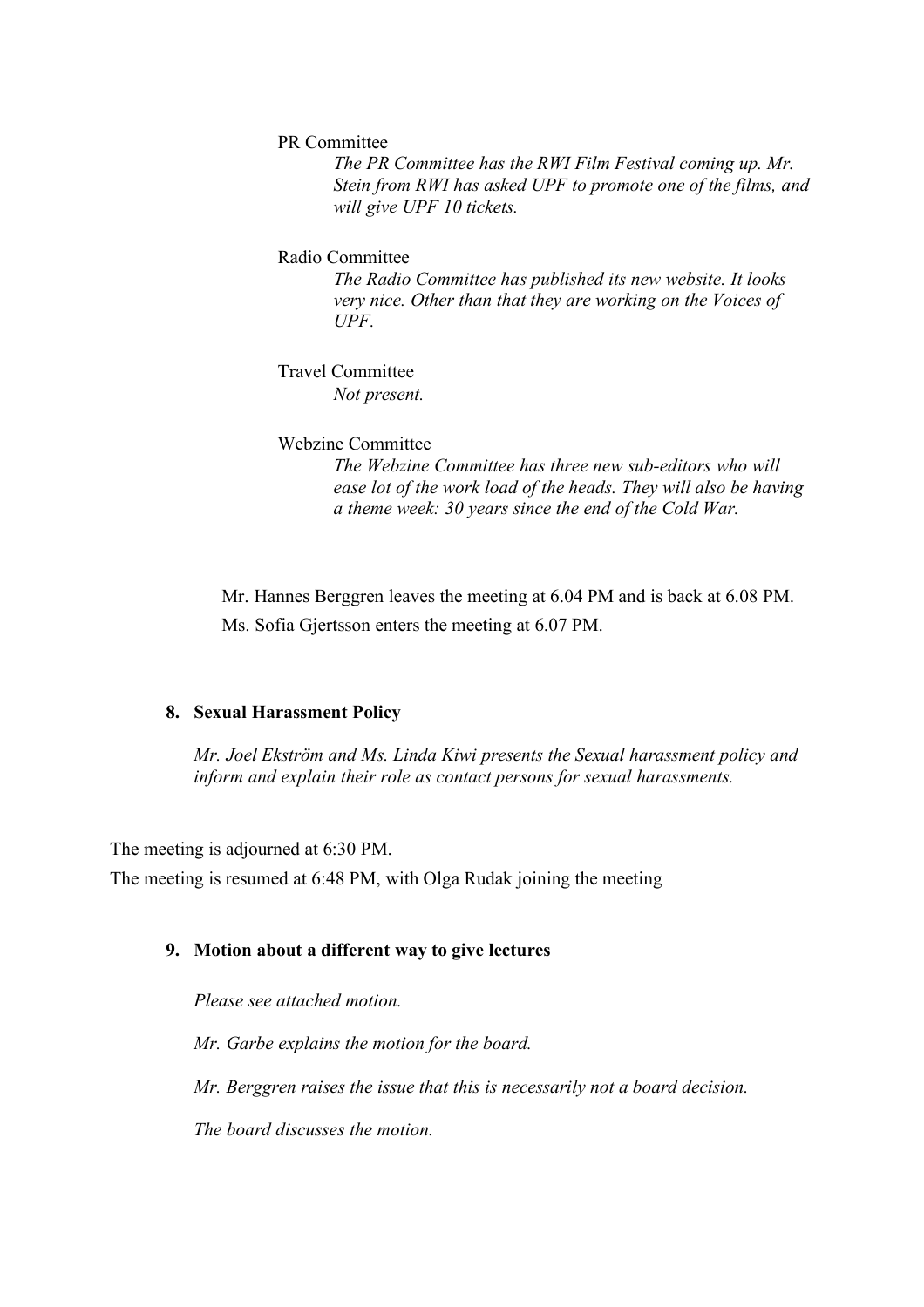PR Committee

*The PR Committee has the RWI Film Festival coming up. Mr. Stein from RWI has asked UPF to promote one of the films, and will give UPF 10 tickets.*

Radio Committee

*The Radio Committee has published its new website. It looks very nice. Other than that they are working on the Voices of UPF.*

Travel Committee

*Not present.*

Webzine Committee

*The Webzine Committee has three new sub-editors who will ease lot of the work load of the heads. They will also be having a theme week: 30 years since the end of the Cold War.*

Mr. Hannes Berggren leaves the meeting at 6.04 PM and is back at 6.08 PM.

Ms. Sofia Gjertsson enters the meeting at 6.07 PM.

**8. Sexual Harassment Policy**

*Mr. Joel Ekström and Ms. Linda Kiwi presents the Sexual harassment policy and inform and explain their role as contact persons for sexual harassments.*

The meeting is adjourned at 6:30 PM.

The meeting is resumed at 6:48 PM, with Olga Rudak joining the meeting

**9. Motion about a different way to give lectures**

*Please see attached motion.*

*Mr. Garbe explains the motion for the board.*

*Mr. Berggren raises the issue that this is necessarily not a board decision.*

*The board discusses the motion.*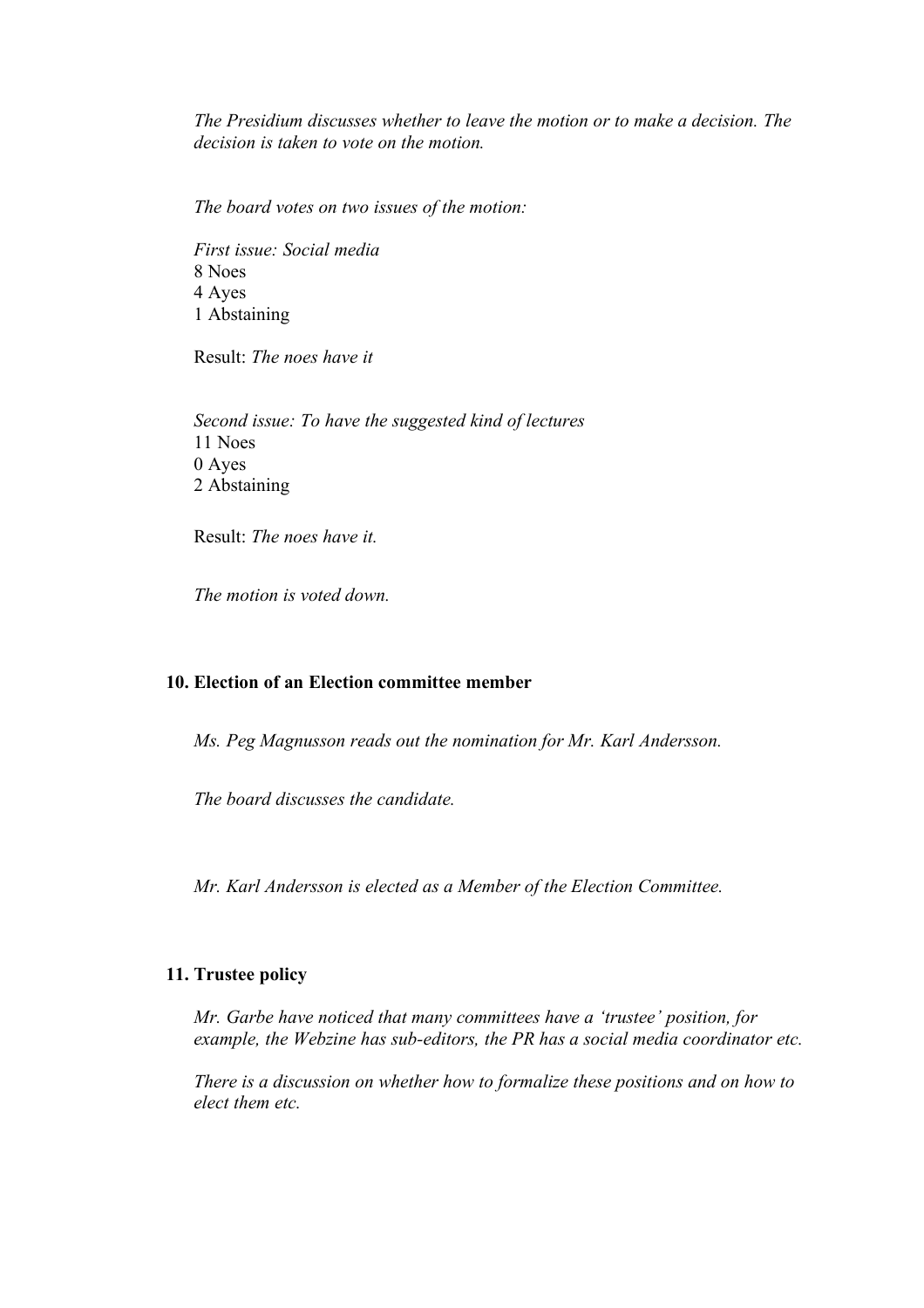*The Presidium discusses whether to leave the motion or to make a decision. The decision is taken to vote on the motion.*

*The board votes on two issues of the motion:*

*First issue: Social media*
8 Noes
4 Ayes
1 Abstaining

Result: *The noes have it*

*Second issue: To have the suggested kind of lectures*
11 Noes
0 Ayes
2 Abstaining

Result: *The noes have it.*

*The motion is voted down.*

**10. Election of an Election committee member**

*Ms. Peg Magnusson reads out the nomination for Mr. Karl Andersson.*

*The board discusses the candidate.*

*Mr. Karl Andersson is elected as a Member of the Election Committee.*

**11. Trustee policy**

*Mr. Garbe have noticed that many committees have a 'trustee' position, for example, the Webzine has sub-editors, the PR has a social media coordinator etc.*

*There is a discussion on whether how to formalize these positions and on how to elect them etc.*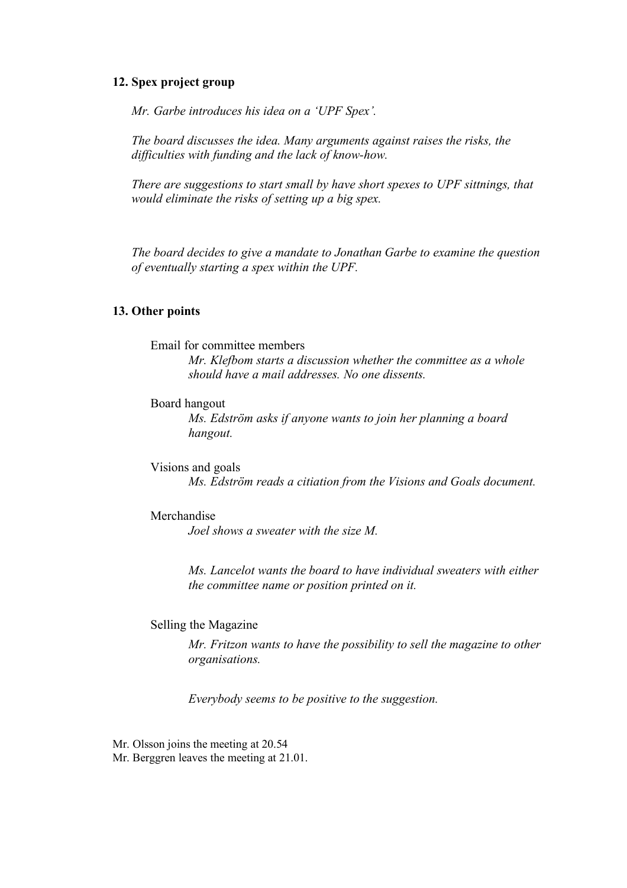## 12. Spex project group

*Mr. Garbe introduces his idea on a 'UPF Spex'.*

*The board discusses the idea. Many arguments against raises the risks, the difficulties with funding and the lack of know-how.*

*There are suggestions to start small by have short spexes to UPF sittnings, that would eliminate the risks of setting up a big spex.*

*The board decides to give a mandate to Jonathan Garbe to examine the question of eventually starting a spex within the UPF.*

## 13. Other points

Email for committee members

*Mr. Klefbom starts a discussion whether the committee as a whole should have a mail addresses. No one dissents.*

Board hangout

*Ms. Edström asks if anyone wants to join her planning a board hangout.*

Visions and goals

*Ms. Edström reads a citiation from the Visions and Goals document.*

Merchandise

*Joel shows a sweater with the size M.*

*Ms. Lancelot wants the board to have individual sweaters with either the committee name or position printed on it.*

Selling the Magazine

*Mr. Fritzon wants to have the possibility to sell the magazine to other organisations.*

*Everybody seems to be positive to the suggestion.*

Mr. Olsson joins the meeting at 20.54
Mr. Berggren leaves the meeting at 21.01.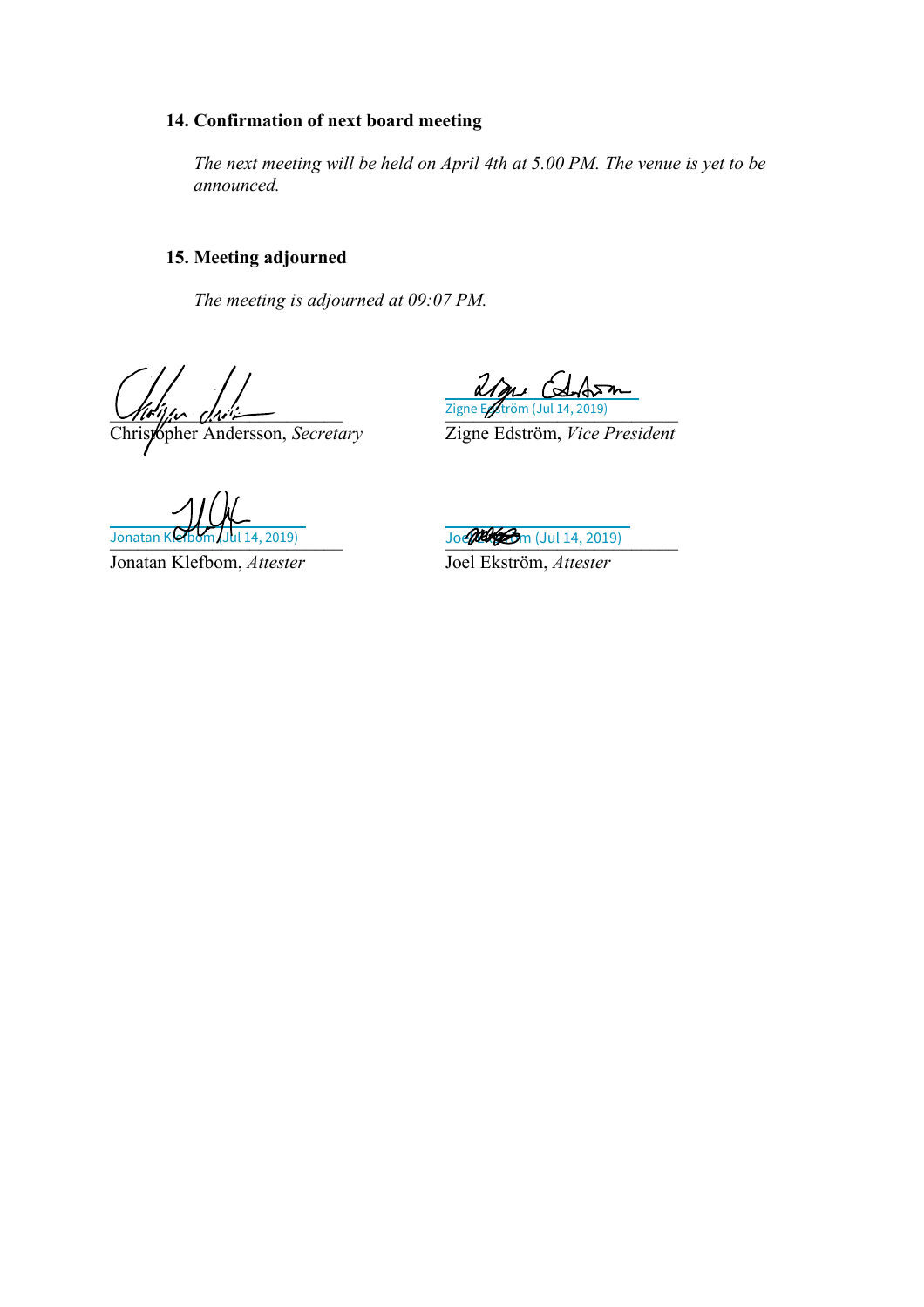### 14. Confirmation of next board meeting

*The next meeting will be held on April 4th at 5.00 PM. The venue is yet to be announced.*

### 15. Meeting adjourned

*The meeting is adjourned at 09:07 PM.*

Christopher Andersson, *Secretary*

Zigne Edström (Jul 14, 2019)

Zigne Edström, *Vice President*

Jonatan Klefbom (Jul 14, 2019)

Jonatan Klefbom, *Attester*

Joel Ekström (Jul 14, 2019)

Joel Ekström, *Attester*